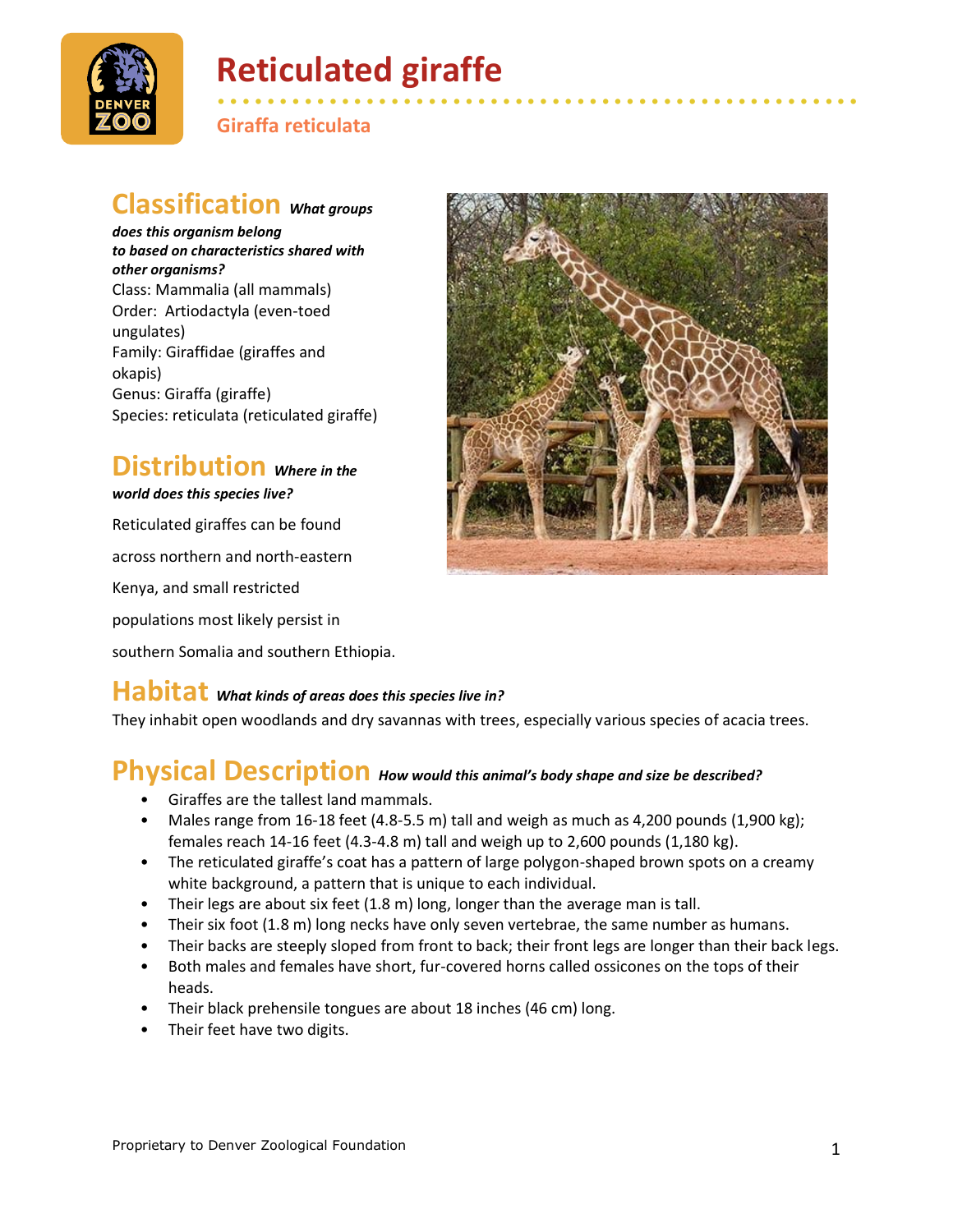# Reticulated giraffe

**Giraffa reticulata**

## Classification *What groups does this organism belong to based on characteristics shared with other organisms?*

Class: Mammalia (all mammals)
Order: Artiodactyla (even-toed ungulates)
Family: Giraffidae (giraffes and okapis)
Genus: Giraffa (giraffe)
Species: reticulata (reticulated giraffe)

## Distribution *Where in the world does this species live?*

Reticulated giraffes can be found across northern and north-eastern Kenya, and small restricted populations most likely persist in southern Somalia and southern Ethiopia.

## Habitat *What kinds of areas does this species live in?*

They inhabit open woodlands and dry savannas with trees, especially various species of acacia trees.

## Physical Description *How would this animal's body shape and size be described?*

- Giraffes are the tallest land mammals.
- Males range from 16-18 feet (4.8-5.5 m) tall and weigh as much as 4,200 pounds (1,900 kg); females reach 14-16 feet (4.3-4.8 m) tall and weigh up to 2,600 pounds (1,180 kg).
- The reticulated giraffe's coat has a pattern of large polygon-shaped brown spots on a creamy white background, a pattern that is unique to each individual.
- Their legs are about six feet (1.8 m) long, longer than the average man is tall.
- Their six foot (1.8 m) long necks have only seven vertebrae, the same number as humans.
- Their backs are steeply sloped from front to back; their front legs are longer than their back legs.
- Both males and females have short, fur-covered horns called ossicones on the tops of their heads.
- Their black prehensile tongues are about 18 inches (46 cm) long.
- Their feet have two digits.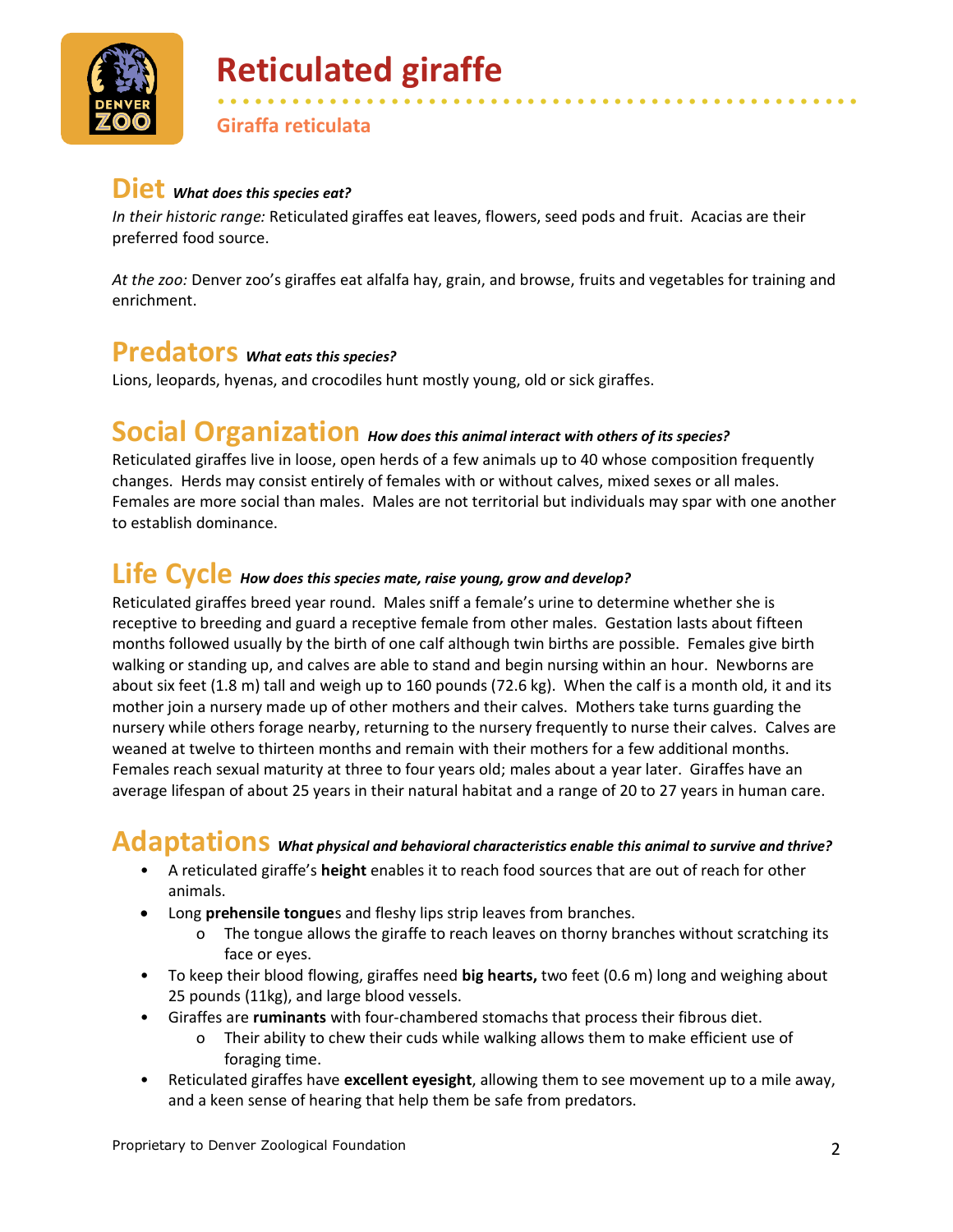# Reticulated giraffe

## Giraffa reticulata

## Diet *What does this species eat?*

*In their historic range:* Reticulated giraffes eat leaves, flowers, seed pods and fruit. Acacias are their preferred food source.

*At the zoo:* Denver zoo's giraffes eat alfalfa hay, grain, and browse, fruits and vegetables for training and enrichment.

## Predators *What eats this species?*

Lions, leopards, hyenas, and crocodiles hunt mostly young, old or sick giraffes.

## Social Organization *How does this animal interact with others of its species?*

Reticulated giraffes live in loose, open herds of a few animals up to 40 whose composition frequently changes. Herds may consist entirely of females with or without calves, mixed sexes or all males. Females are more social than males. Males are not territorial but individuals may spar with one another to establish dominance.

## Life Cycle *How does this species mate, raise young, grow and develop?*

Reticulated giraffes breed year round. Males sniff a female's urine to determine whether she is receptive to breeding and guard a receptive female from other males. Gestation lasts about fifteen months followed usually by the birth of one calf although twin births are possible. Females give birth walking or standing up, and calves are able to stand and begin nursing within an hour. Newborns are about six feet (1.8 m) tall and weigh up to 160 pounds (72.6 kg). When the calf is a month old, it and its mother join a nursery made up of other mothers and their calves. Mothers take turns guarding the nursery while others forage nearby, returning to the nursery frequently to nurse their calves. Calves are weaned at twelve to thirteen months and remain with their mothers for a few additional months. Females reach sexual maturity at three to four years old; males about a year later. Giraffes have an average lifespan of about 25 years in their natural habitat and a range of 20 to 27 years in human care.

## Adaptations *What physical and behavioral characteristics enable this animal to survive and thrive?*

- A reticulated giraffe's **height** enables it to reach food sources that are out of reach for other animals.
- Long **prehensile tongue**s and fleshy lips strip leaves from branches.
    - The tongue allows the giraffe to reach leaves on thorny branches without scratching its face or eyes.
- To keep their blood flowing, giraffes need **big hearts,** two feet (0.6 m) long and weighing about 25 pounds (11kg), and large blood vessels.
- Giraffes are **ruminants** with four-chambered stomachs that process their fibrous diet.
    - Their ability to chew their cuds while walking allows them to make efficient use of foraging time.
- Reticulated giraffes have **excellent eyesight**, allowing them to see movement up to a mile away, and a keen sense of hearing that help them be safe from predators.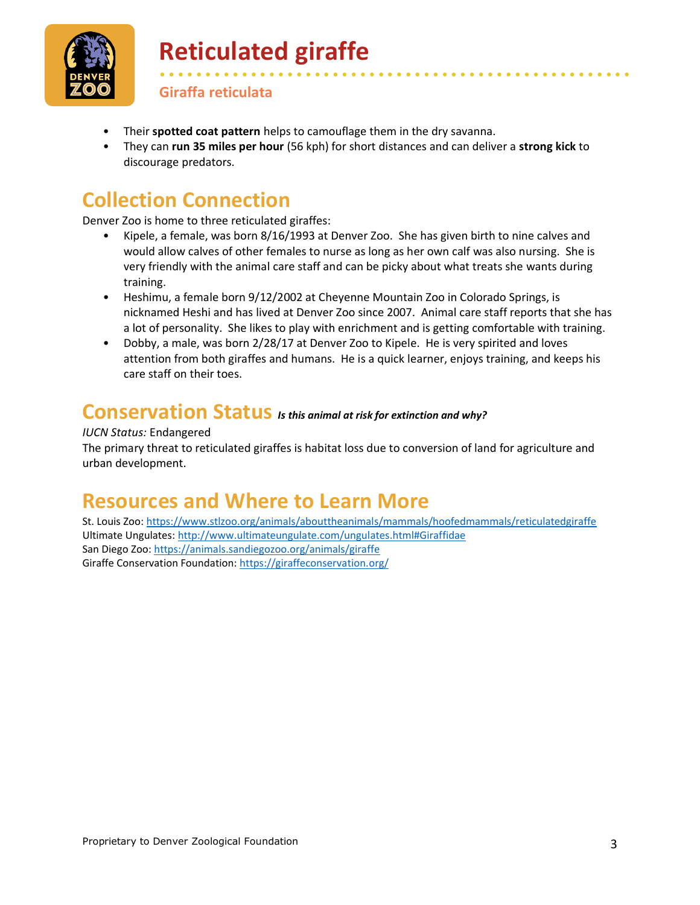# Reticulated giraffe

**Giraffa reticulata**

- Their **spotted coat pattern** helps to camouflage them in the dry savanna.
- They can **run 35 miles per hour** (56 kph) for short distances and can deliver a **strong kick** to discourage predators.

## Collection Connection

Denver Zoo is home to three reticulated giraffes:

- Kipele, a female, was born 8/16/1993 at Denver Zoo. She has given birth to nine calves and would allow calves of other females to nurse as long as her own calf was also nursing. She is very friendly with the animal care staff and can be picky about what treats she wants during training.
- Heshimu, a female born 9/12/2002 at Cheyenne Mountain Zoo in Colorado Springs, is nicknamed Heshi and has lived at Denver Zoo since 2007. Animal care staff reports that she has a lot of personality. She likes to play with enrichment and is getting comfortable with training.
- Dobby, a male, was born 2/28/17 at Denver Zoo to Kipele. He is very spirited and loves attention from both giraffes and humans. He is a quick learner, enjoys training, and keeps his care staff on their toes.

## Conservation Status *Is this animal at risk for extinction and why?*

*IUCN Status:* Endangered

The primary threat to reticulated giraffes is habitat loss due to conversion of land for agriculture and urban development.

## Resources and Where to Learn More

St. Louis Zoo: https://www.stlzoo.org/animals/abouttheanimals/mammals/hoofedmammals/reticulatedgiraffe
Ultimate Ungulates: http://www.ultimateungulate.com/ungulates.html#Giraffidae
San Diego Zoo: https://animals.sandiegozoo.org/animals/giraffe
Giraffe Conservation Foundation: https://giraffeconservation.org/

Proprietary to Denver Zoological Foundation